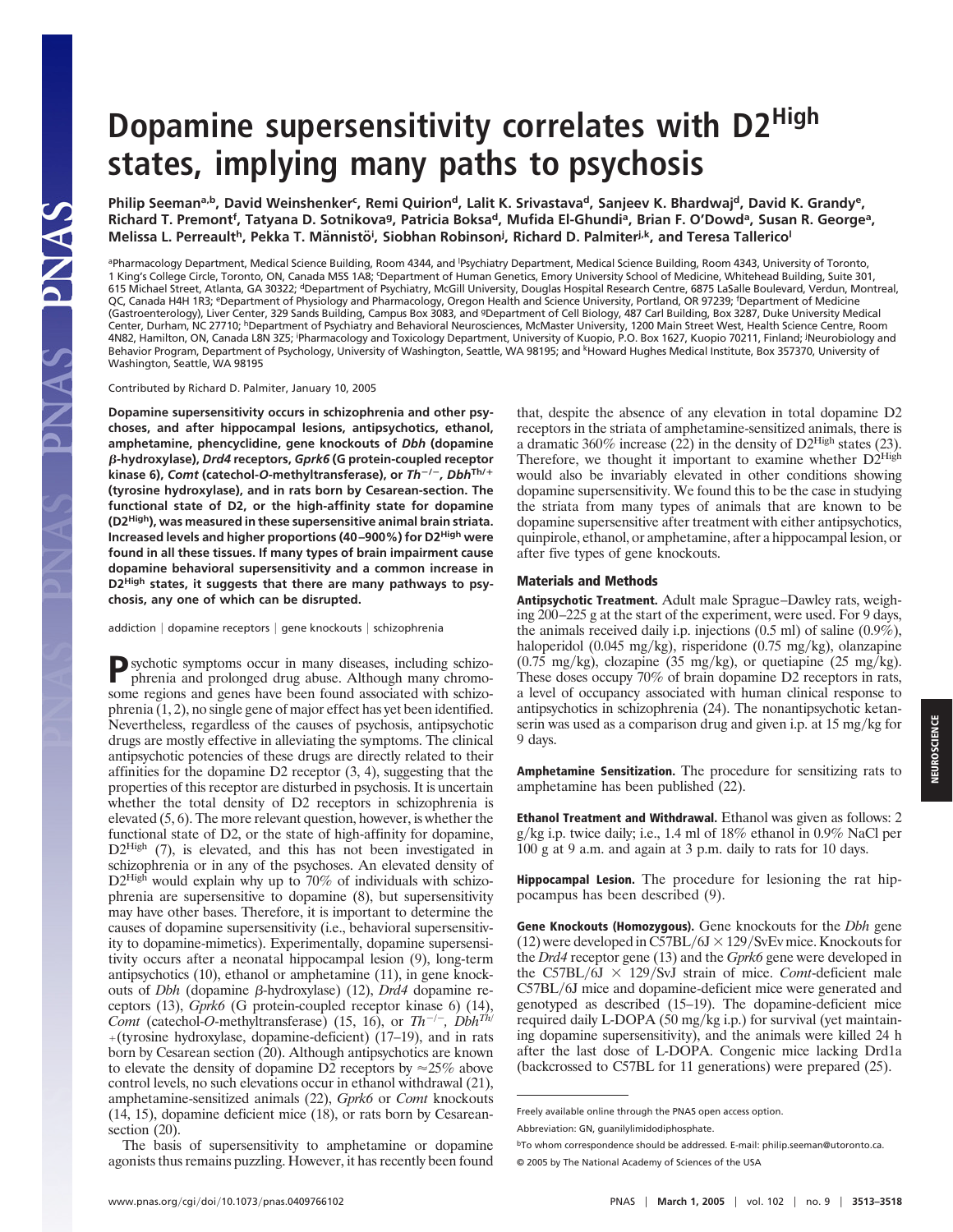# Dopamine supersensitivity correlates with D2$^{High}$ states, implying many paths to psychosis

Philip Seeman[a,b], David Weinshenker[c], Remi Quirion[d], Lalit K. Srivastava[d], Sanjeev K. Bhardwaj[d], David K. Grandy[e], Richard T. Premont[f], Tatyana D. Sotnikova[g], Patricia Boksa[d], Mufida El-Ghundi[a], Brian F. O'Dowd[a], Susan R. George[a], Melissa L. Perreault[h], Pekka T. Männistö[i], Siobhan Robinson[j], Richard D. Palmiter[j,k], and Teresa Tallerico[l]

[a]Pharmacology Department, Medical Science Building, Room 4344, and [l]Psychiatry Department, Medical Science Building, Room 4343, University of Toronto, 1 King's College Circle, Toronto, ON, Canada M5S 1A8; [c]Department of Human Genetics, Emory University School of Medicine, Whitehead Building, Suite 301, 615 Michael Street, Atlanta, GA 30322; [d]Department of Psychiatry, McGill University, Douglas Hospital Research Centre, 6875 LaSalle Boulevard, Verdun, Montreal, QC, Canada H4H 1R3; [e]Department of Physiology and Pharmacology, Oregon Health and Science University, Portland, OR 97239; [f]Department of Medicine (Gastroenterology), Liver Center, 329 Sands Building, Campus Box 3083, and [g]Department of Cell Biology, 487 Carl Building, Box 3287, Duke University Medical Center, Durham, NC 27710; [h]Department of Psychiatry and Behavioral Neurosciences, McMaster University, 1200 Main Street West, Health Science Centre, Room 4N82, Hamilton, ON, Canada L8N 3Z5; [i]Pharmacology and Toxicology Department, University of Kuopio, P.O. Box 1627, Kuopio 70211, Finland; [j]Neurobiology and Behavior Program, Department of Psychology, University of Washington, Seattle, WA 98195; and [k]Howard Hughes Medical Institute, Box 357370, University of Washington, Seattle, WA 98195

Contributed by Richard D. Palmiter, January 10, 2005

**Dopamine supersensitivity occurs in schizophrenia and other psychoses, and after hippocampal lesions, antipsychotics, ethanol, amphetamine, phencyclidine, gene knockouts of *Dbh* (dopamine β-hydroxylase), *Drd4* receptors, *Gprk6* (G protein-coupled receptor kinase 6), *Comt* (catechol-*O*-methyltransferase), or *Th*$^{-/-}$, *Dbh*$^{Th/+}$ (tyrosine hydroxylase), and in rats born by Cesarean-section. The functional state of D2, or the high-affinity state for dopamine (D2$^{High}$), was measured in these supersensitive animal brain striata. Increased levels and higher proportions (40–900%) for D2$^{High}$ were found in all these tissues. If many types of brain impairment cause dopamine behavioral supersensitivity and a common increase in D2$^{High}$ states, it suggests that there are many pathways to psychosis, any one of which can be disrupted.**

addiction | dopamine receptors | gene knockouts | schizophrenia

Psychotic symptoms occur in many diseases, including schizophrenia and prolonged drug abuse. Although many chromosome regions and genes have been found associated with schizophrenia (1, 2), no single gene of major effect has yet been identified. Nevertheless, regardless of the causes of psychosis, antipsychotic drugs are mostly effective in alleviating the symptoms. The clinical antipsychotic potencies of these drugs are directly related to their affinities for the dopamine D2 receptor (3, 4), suggesting that the properties of this receptor are disturbed in psychosis. It is uncertain whether the total density of D2 receptors in schizophrenia is elevated (5, 6). The more relevant question, however, is whether the functional state of D2, or the state of high-affinity for dopamine, D2$^{High}$ (7), is elevated, and this has not been investigated in schizophrenia or in any of the psychoses. An elevated density of D2$^{High}$ would explain why up to 70% of individuals with schizophrenia are supersensitive to dopamine (8), but supersensitivity may have other bases. Therefore, it is important to determine the causes of dopamine supersensitivity (i.e., behavioral supersensitivity to dopamine-mimetics). Experimentally, dopamine supersensitivity occurs after a neonatal hippocampal lesion (9), long-term antipsychotics (10), ethanol or amphetamine (11), in gene knockouts of *Dbh* (dopamine β-hydroxylase) (12), *Drd4* dopamine receptors (13), *Gprk6* (G protein-coupled receptor kinase 6) (14), *Comt* (catechol-*O*-methyltransferase) (15, 16), or *Th*$^{-/-}$, *Dbh*$^{Th/+}$ (tyrosine hydroxylase, dopamine-deficient) (17–19), and in rats born by Cesarean section (20). Although antipsychotics are known to elevate the density of dopamine D2 receptors by ≈25% above control levels, no such elevations occur in ethanol withdrawal (21), amphetamine-sensitized animals (22), *Gprk6* or *Comt* knockouts (14, 15), dopamine deficient mice (18), or rats born by Cesarean-section (20).

The basis of supersensitivity to amphetamine or dopamine agonists thus remains puzzling. However, it has recently been found that, despite the absence of any elevation in total dopamine D2 receptors in the striata of amphetamine-sensitized animals, there is a dramatic 360% increase (22) in the density of D2$^{High}$ states (23). Therefore, we thought it important to examine whether D2$^{High}$ would also be invariably elevated in other conditions showing dopamine supersensitivity. We found this to be the case in studying the striata from many types of animals that are known to be dopamine supersensitive after treatment with either antipsychotics, quinpirole, ethanol, or amphetamine, after a hippocampal lesion, or after five types of gene knockouts.

## Materials and Methods

**Antipsychotic Treatment.** Adult male Sprague–Dawley rats, weighing 200–225 g at the start of the experiment, were used. For 9 days, the animals received daily i.p. injections (0.5 ml) of saline (0.9%), haloperidol (0.045 mg/kg), risperidone (0.75 mg/kg), olanzapine (0.75 mg/kg), clozapine (35 mg/kg), or quetiapine (25 mg/kg). These doses occupy 70% of brain dopamine D2 receptors in rats, a level of occupancy associated with human clinical response to antipsychotics in schizophrenia (24). The nonantipsychotic ketanserin was used as a comparison drug and given i.p. at 15 mg/kg for 9 days.

**Amphetamine Sensitization.** The procedure for sensitizing rats to amphetamine has been published (22).

**Ethanol Treatment and Withdrawal.** Ethanol was given as follows: 2 g/kg i.p. twice daily; i.e., 1.4 ml of 18% ethanol in 0.9% NaCl per 100 g at 9 a.m. and again at 3 p.m. daily to rats for 10 days.

**Hippocampal Lesion.** The procedure for lesioning the rat hippocampus has been described (9).

**Gene Knockouts (Homozygous).** Gene knockouts for the *Dbh* gene (12) were developed in C57BL/6J × 129/SvEv mice. Knockouts for the *Drd4* receptor gene (13) and the *Gprk6* gene were developed in the C57BL/6J × 129/SvJ strain of mice. *Comt*-deficient male C57BL/6J mice and dopamine-deficient mice were generated and genotyped as described (15–19). The dopamine-deficient mice required daily L-DOPA (50 mg/kg i.p.) for survival (yet maintaining dopamine supersensitivity), and the animals were killed 24 h after the last dose of L-DOPA. Congenic mice lacking Drd1a (backcrossed to C57BL for 11 generations) were prepared (25).

---

Freely available online through the PNAS open access option.

Abbreviation: GN, guanylylimidodiphosphate.

[b]To whom correspondence should be addressed. E-mail: philip.seeman@utoronto.ca.

© 2005 by The National Academy of Sciences of the USA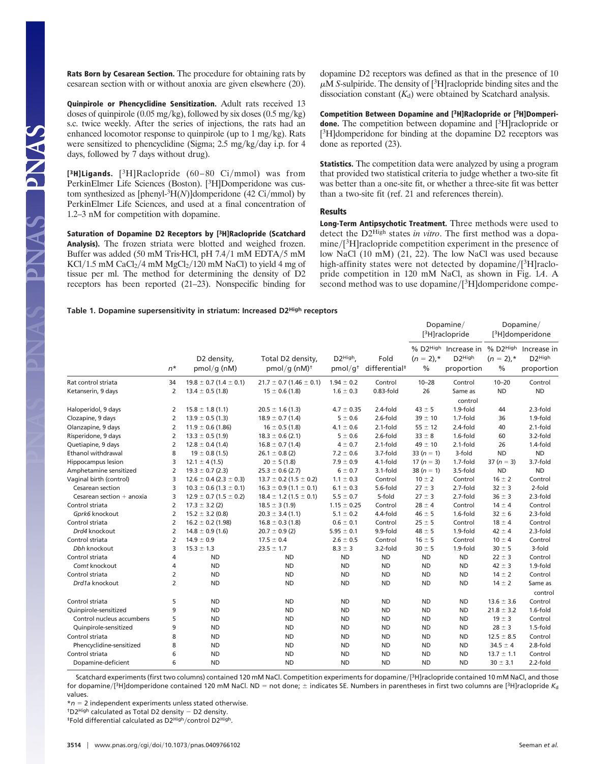**Rats Born by Cesarean Section.** The procedure for obtaining rats by cesarean section with or without anoxia are given elsewhere (20).

**Quinpirole or Phencyclidine Sensitization.** Adult rats received 13 doses of quinpirole (0.05 mg/kg), followed by six doses (0.5 mg/kg) s.c. twice weekly. After the series of injections, the rats had an enhanced locomotor response to quinpirole (up to 1 mg/kg). Rats were sensitized to phencyclidine (Sigma; 2.5 mg/kg/day i.p. for 4 days, followed by 7 days without drug).

**[$^3$H]Ligands.** [$^3$H]Raclopride (60–80 Ci/mmol) was from PerkinElmer Life Sciences (Boston). [$^3$H]Domperidone was custom synthesized as [phenyl-$^3$H(*N*)]domperidone (42 Ci/mmol) by PerkinElmer Life Sciences, and used at a final concentration of 1.2–3 nM for competition with dopamine.

**Saturation of Dopamine D2 Receptors by [$^3$H]Raclopride (Scatchard Analysis).** The frozen striata were blotted and weighed frozen. Buffer was added (50 mM Tris·HCl, pH 7.4/1 mM EDTA/5 mM KCl/1.5 mM $CaCl_2$/4 mM $MgCl_2$/120 mM NaCl) to yield 4 mg of tissue per ml. The method for determining the density of D2 receptors has been reported (21–23). Nonspecific binding for dopamine D2 receptors was defined as that in the presence of 10 $\mu$M *S*-sulpiride. The density of [$^3$H]raclopride binding sites and the dissociation constant ($K_d$) were obtained by Scatchard analysis.

**Competition Between Dopamine and [$^3$H]Raclopride or [$^3$H]Domperidone.** The competition between dopamine and [$^3$H]raclopride or [$^3$H]domperidone for binding at the dopamine D2 receptors was done as reported (23).

**Statistics.** The competition data were analyzed by using a program that provided two statistical criteria to judge whether a two-site fit was better than a one-site fit, or whether a three-site fit was better than a two-site fit (ref. 21 and references therein).

## Results

**Long-Term Antipsychotic Treatment.** Three methods were used to detect the D2$^{High}$ states *in vitro*. The first method was a dopamine/[$^3$H]raclopride competition experiment in the presence of low NaCl (10 mM) (21, 22). The low NaCl was used because high-affinity states were not detected by dopamine/[$^3$H]raclopride competition in 120 mM NaCl, as shown in Fig. 1*A*. A second method was to use dopamine/[$^3$H]domperidone compe-

**Table 1. Dopamine supersensitivity in striatum: Increased D2$^{High}$ receptors**

| | | | | | | Dopamine/[$^3$H]raclopride | | Dopamine/[$^3$H]domperidone | |
|---|---|---|---|---|---|---|---|---|---|
| | $n$* | D2 density, pmol/g (nM) | Total D2 density, pmol/g (nM)† | D2$^{High}$, pmol/g† | Fold differential‡ | % D2$^{High}$ ($n$ = 2),* % | Increase in D2$^{High}$ proportion | % D2$^{High}$ ($n$ = 2),* % | Increase in D2$^{High}$ proportion |
| Rat control striata | 34 | 19.8 ± 0.7 (1.4 ± 0.1) | 21.7 ± 0.7 (1.46 ± 0.1) | 1.94 ± 0.2 | Control | 10–28 | Control | 10–20 | Control |
| Ketanserin, 9 days | 2 | 13.4 ± 0.5 (1.8) | 15 ± 0.6 (1.8) | 1.6 ± 0.3 | 0.83-fold | 26 | Same as control | ND | ND |
| Haloperidol, 9 days | 2 | 15.8 ± 1.8 (1.1) | 20.5 ± 1.6 (1.3) | 4.7 ± 0.35 | 2.4-fold | 43 ± 5 | 1.9-fold | 44 | 2.3-fold |
| Clozapine, 9 days | 2 | 13.9 ± 0.5 (1.3) | 18.9 ± 0.7 (1.4) | 5 ± 0.6 | 2.6-fold | 39 ± 10 | 1.7-fold | 36 | 1.9-fold |
| Olanzapine, 9 days | 2 | 11.9 ± 0.6 (1.86) | 16 ± 0.5 (1.8) | 4.1 ± 0.6 | 2.1-fold | 55 ± 12 | 2.4-fold | 40 | 2.1-fold |
| Risperidone, 9 days | 2 | 13.3 ± 0.5 (1.9) | 18.3 ± 0.6 (2.1) | 5 ± 0.6 | 2.6-fold | 33 ± 8 | 1.6-fold | 60 | 3.2-fold |
| Quetiapine, 9 days | 2 | 12.8 ± 0.4 (1.4) | 16.8 ± 0.7 (1.4) | 4 ± 0.7 | 2.1-fold | 49 ± 10 | 2.1-fold | 26 | 1.4-fold |
| Ethanol withdrawal | 8 | 19 ± 0.8 (1.5) | 26.1 ± 0.8 (2) | 7.2 ± 0.6 | 3.7-fold | 33 ($n$ = 1) | 3-fold | ND | ND |
| Hippocampus lesion | 3 | 12.1 ± 4 (1.5) | 20 ± 5 (1.8) | 7.9 ± 0.9 | 4.1-fold | 17 ($n$ = 3) | 1.7-fold | 37 ($n$ = 3) | 3.7-fold |
| Amphetamine sensitized | 2 | 19.3 ± 0.7 (2.3) | 25.3 ± 0.6 (2.7) | 6 ± 0.7 | 3.1-fold | 38 ($n$ = 1) | 3.5-fold | ND | ND |
| Vaginal birth (control) | 3 | 12.6 ± 0.4 (2.3 ± 0.3) | 13.7 ± 0.2 (1.5 ± 0.2) | 1.1 ± 0.3 | Control | 10 ± 2 | Control | 16 ± 2 | Control |
| Cesarean section | 3 | 10.3 ± 0.6 (1.3 ± 0.1) | 16.3 ± 0.9 (1.1 ± 0.1) | 6.1 ± 0.3 | 5.6-fold | 27 ± 3 | 2.7-fold | 32 ± 3 | 2-fold |
| Cesarean section + anoxia | 3 | 12.9 ± 0.7 (1.5 ± 0.2) | 18.4 ± 1.2 (1.5 ± 0.1) | 5.5 ± 0.7 | 5-fold | 27 ± 3 | 2.7-fold | 36 ± 3 | 2.3-fold |
| Control striata | 2 | 17.3 ± 3.2 (2) | 18.5 ± 3 (1.9) | 1.15 ± 0.25 | Control | 28 ± 4 | Control | 14 ± 4 | Control |
| *Gprk6* knockout | 2 | 15.2 ± 3.2 (0.8) | 20.3 ± 3.4 (1.1) | 5.1 ± 0.2 | 4.4-fold | 46 ± 5 | 1.6-fold | 32 ± 6 | 2.3-fold |
| Control striata | 2 | 16.2 ± 0.2 (1.98) | 16.8 ± 0.3 (1.8) | 0.6 ± 0.1 | Control | 25 ± 5 | Control | 18 ± 4 | Control |
| *Drd4* knockout | 2 | 14.8 ± 0.9 (1.6) | 20.7 ± 0.9 (2) | 5.95 ± 0.1 | 9.9-fold | 48 ± 5 | 1.9-fold | 42 ± 4 | 2.3-fold |
| Control striata | 2 | 14.9 ± 0.9 | 17.5 ± 0.4 | 2.6 ± 0.5 | Control | 16 ± 5 | Control | 10 ± 4 | Control |
| *Dbh* knockout | 3 | 15.3 ± 1.3 | 23.5 ± 1.7 | 8.3 ± 3 | 3.2-fold | 30 ± 5 | 1.9-fold | 30 ± 5 | 3-fold |
| Control striata | 4 | ND | ND | ND | ND | ND | ND | 22 ± 3 | Control |
| *Comt* knockout | 4 | ND | ND | ND | ND | ND | ND | 42 ± 3 | 1.9-fold |
| Control striata | 2 | ND | ND | ND | ND | ND | ND | 14 ± 2 | Control |
| *Drd1a* knockout | 2 | ND | ND | ND | ND | ND | ND | 14 ± 2 | Same as control |
| Control striata | 5 | ND | ND | ND | ND | ND | ND | 13.6 ± 3.6 | Control |
| Quinpirole-sensitized | 9 | ND | ND | ND | ND | ND | ND | 21.8 ± 3.2 | 1.6-fold |
| Control nucleus accumbens | 5 | ND | ND | ND | ND | ND | ND | 19 ± 3 | Control |
| Quinpirole-sensitized | 9 | ND | ND | ND | ND | ND | ND | 28 ± 3 | 1.5-fold |
| Control striata | 8 | ND | ND | ND | ND | ND | ND | 12.5 ± 8.5 | Control |
| Phencyclidine-sensitized | 8 | ND | ND | ND | ND | ND | ND | 34.5 ± 4 | 2.8-fold |
| Control striata | 6 | ND | ND | ND | ND | ND | ND | 13.7 ± 1.1 | Control |
| Dopamine-deficient | 6 | ND | ND | ND | ND | ND | ND | 30 ± 3.1 | 2.2-fold |

Scatchard experiments (first two columns) contained 120 mM NaCl. Competition experiments for dopamine/[$^3$H]raclopride contained 10 mM NaCl, and those for dopamine/[$^3$H]domperidone contained 120 mM NaCl. ND = not done; ± indicates SE. Numbers in parentheses in first two columns are [$^3$H]raclopride $K_d$ values.

*$n$ = 2 independent experiments unless stated otherwise.

†D2$^{High}$ calculated as Total D2 density − D2 density.

‡Fold differential calculated as D2$^{High}$/control D2$^{High}$.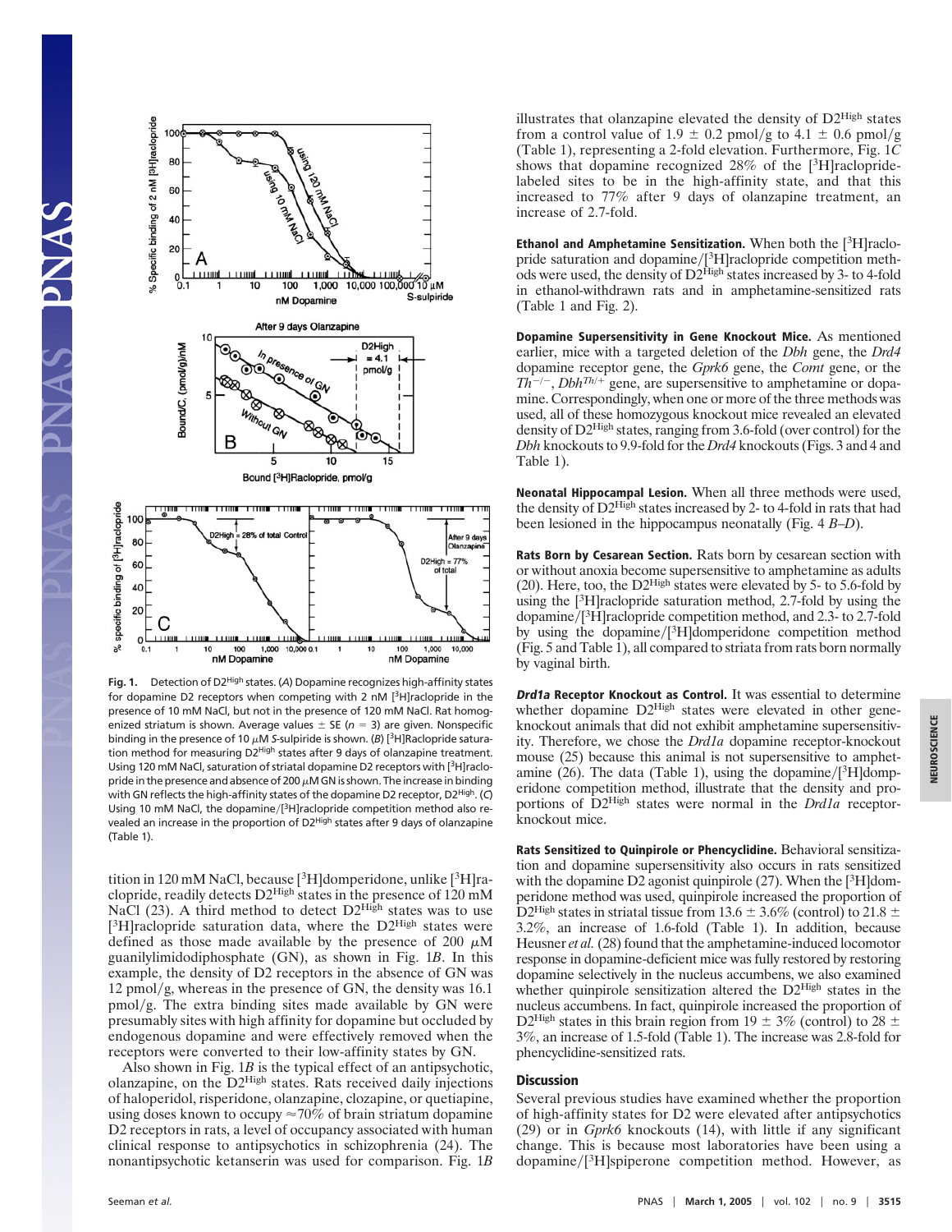**Fig. 1.** Detection of D2[High] states. (*A*) Dopamine recognizes high-affinity states for dopamine D2 receptors when competing with 2 nM [$^3$H]raclopride in the presence of 10 mM NaCl, but not in the presence of 120 mM NaCl. Rat homogenized striatum is shown. Average values ± SE ($n$ = 3) are given. Nonspecific binding in the presence of 10 $\mu$M *S*-sulpiride is shown. (*B*) [$^3$H]Raclopride saturation method for measuring D2[High] states after 9 days of olanzapine treatment. Using 120 mM NaCl, saturation of striatal dopamine D2 receptors with [$^3$H]raclopride in the presence and absence of 200 $\mu$M GN is shown. The increase in binding with GN reflects the high-affinity states of the dopamine D2 receptor, D2[High]. (*C*) Using 10 mM NaCl, the dopamine/[$^3$H]raclopride competition method also revealed an increase in the proportion of D2[High] states after 9 days of olanzapine (Table 1).

tition in 120 mM NaCl, because [$^3$H]domperidone, unlike [$^3$H]raclopride, readily detects D2[High] states in the presence of 120 mM NaCl (23). A third method to detect D2[High] states was to use [$^3$H]raclopride saturation data, where the D2[High] states were defined as those made available by the presence of 200 $\mu$M guanylimidodiphosphate (GN), as shown in Fig. 1*B*. In this example, the density of D2 receptors in the absence of GN was 12 pmol/g, whereas in the presence of GN, the density was 16.1 pmol/g. The extra binding sites made available by GN were presumably sites with high affinity for dopamine but occluded by endogenous dopamine and were effectively removed when the receptors were converted to their low-affinity states by GN.

Also shown in Fig. 1*B* is the typical effect of an antipsychotic, olanzapine, on the D2[High] states. Rats received daily injections of haloperidol, risperidone, olanzapine, clozapine, or quetiapine, using doses known to occupy ≈70% of brain striatum dopamine D2 receptors in rats, a level of occupancy associated with human clinical response to antipsychotics in schizophrenia (24). The nonantipsychotic ketanserin was used for comparison. Fig. 1*B* illustrates that olanzapine elevated the density of D2[High] states from a control value of 1.9 ± 0.2 pmol/g to 4.1 ± 0.6 pmol/g (Table 1), representing a 2-fold elevation. Furthermore, Fig. 1*C* shows that dopamine recognized 28% of the [$^3$H]raclopride-labeled sites to be in the high-affinity state, and that this increased to 77% after 9 days of olanzapine treatment, an increase of 2.7-fold.

**Ethanol and Amphetamine Sensitization.** When both the [$^3$H]raclopride saturation and dopamine/[$^3$H]raclopride competition methods were used, the density of D2[High] states increased by 3- to 4-fold in ethanol-withdrawn rats and in amphetamine-sensitized rats (Table 1 and Fig. 2).

**Dopamine Supersensitivity in Gene Knockout Mice.** As mentioned earlier, mice with a targeted deletion of the *Dbh* gene, the *Drd4* dopamine receptor gene, the *Gprk6* gene, the *Comt* gene, or the $Th^{-/-}$, $Dbh^{Th/+}$ gene, are supersensitive to amphetamine or dopamine. Correspondingly, when one or more of the three methods was used, all of these homozygous knockout mice revealed an elevated density of D2[High] states, ranging from 3.6-fold (over control) for the *Dbh* knockouts to 9.9-fold for the *Drd4* knockouts (Figs. 3 and 4 and Table 1).

**Neonatal Hippocampal Lesion.** When all three methods were used, the density of D2[High] states increased by 2- to 4-fold in rats that had been lesioned in the hippocampus neonatally (Fig. 4 *B–D*).

**Rats Born by Cesarean Section.** Rats born by cesarean section with or without anoxia become supersensitive to amphetamine as adults (20). Here, too, the D2[High] states were elevated by 5- to 5.6-fold by using the [$^3$H]raclopride saturation method, 2.7-fold by using the dopamine/[$^3$H]raclopride competition method, and 2.3- to 2.7-fold by using the dopamine/[$^3$H]domperidone competition method (Fig. 5 and Table 1), all compared to striata from rats born normally by vaginal birth.

***Drd1a* Receptor Knockout as Control.** It was essential to determine whether dopamine D2[High] states were elevated in other gene-knockout animals that did not exhibit amphetamine supersensitivity. Therefore, we chose the *Drd1a* dopamine receptor-knockout mouse (25) because this animal is not supersensitive to amphetamine (26). The data (Table 1), using the dopamine/[$^3$H]domperidone competition method, illustrate that the density and proportions of D2[High] states were normal in the *Drd1a* receptor-knockout mice.

**Rats Sensitized to Quinpirole or Phencyclidine.** Behavioral sensitization and dopamine supersensitivity also occurs in rats sensitized with the dopamine D2 agonist quinpirole (27). When the [$^3$H]domperidone method was used, quinpirole increased the proportion of D2[High] states in striatal tissue from 13.6 ± 3.6% (control) to 21.8 ± 3.2%, an increase of 1.6-fold (Table 1). In addition, because Heusner *et al.* (28) found that the amphetamine-induced locomotor response in dopamine-deficient mice was fully restored by restoring dopamine selectively in the nucleus accumbens, we also examined whether quinpirole sensitization altered the D2[High] states in the nucleus accumbens. In fact, quinpirole increased the proportion of D2[High] states in this brain region from 19 ± 3% (control) to 28 ± 3%, an increase of 1.5-fold (Table 1). The increase was 2.8-fold for phencyclidine-sensitized rats.

## Discussion

Several previous studies have examined whether the proportion of high-affinity states for D2 were elevated after antipsychotics (29) or in *Gprk6* knockouts (14), with little if any significant change. This is because most laboratories have been using a dopamine/[$^3$H]spiperone competition method. However, as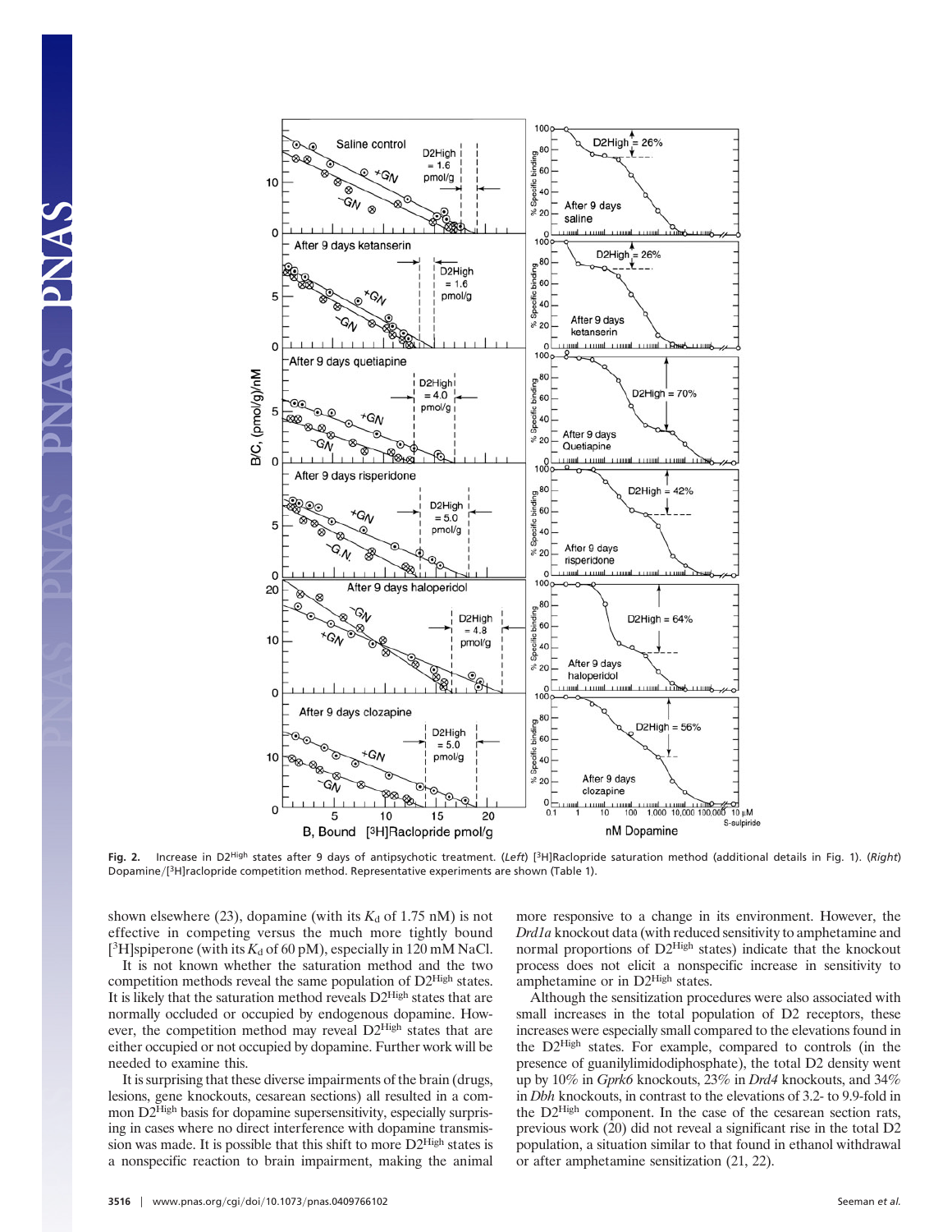**Fig. 2.** Increase in D2$^{High}$ states after 9 days of antipsychotic treatment. (*Left*) [$^3$H]Raclopride saturation method (additional details in Fig. 1). (*Right*) Dopamine/[$^3$H]raclopride competition method. Representative experiments are shown (Table 1).

shown elsewhere (23), dopamine (with its $K_d$ of 1.75 nM) is not effective in competing versus the much more tightly bound [$^3$H]spiperone (with its $K_d$ of 60 pM), especially in 120 mM NaCl.

It is not known whether the saturation method and the two competition methods reveal the same population of D2$^{High}$ states. It is likely that the saturation method reveals D2$^{High}$ states that are normally occluded or occupied by endogenous dopamine. However, the competition method may reveal D2$^{High}$ states that are either occupied or not occupied by dopamine. Further work will be needed to examine this.

It is surprising that these diverse impairments of the brain (drugs, lesions, gene knockouts, cesarean sections) all resulted in a common D2$^{High}$ basis for dopamine supersensitivity, especially surprising in cases where no direct interference with dopamine transmission was made. It is possible that this shift to more D2$^{High}$ states is a nonspecific reaction to brain impairment, making the animal more responsive to a change in its environment. However, the *Drd1a* knockout data (with reduced sensitivity to amphetamine and normal proportions of D2$^{High}$ states) indicate that the knockout process does not elicit a nonspecific increase in sensitivity to amphetamine or in D2$^{High}$ states.

Although the sensitization procedures were also associated with small increases in the total population of D2 receptors, these increases were especially small compared to the elevations found in the D2$^{High}$ states. For example, compared to controls (in the presence of guanilylimidodiphosphate), the total D2 density went up by 10% in *Gprk6* knockouts, 23% in *Drd4* knockouts, and 34% in *Dbh* knockouts, in contrast to the elevations of 3.2- to 9.9-fold in the D2$^{High}$ component. In the case of the cesarean section rats, previous work (20) did not reveal a significant rise in the total D2 population, a situation similar to that found in ethanol withdrawal or after amphetamine sensitization (21, 22).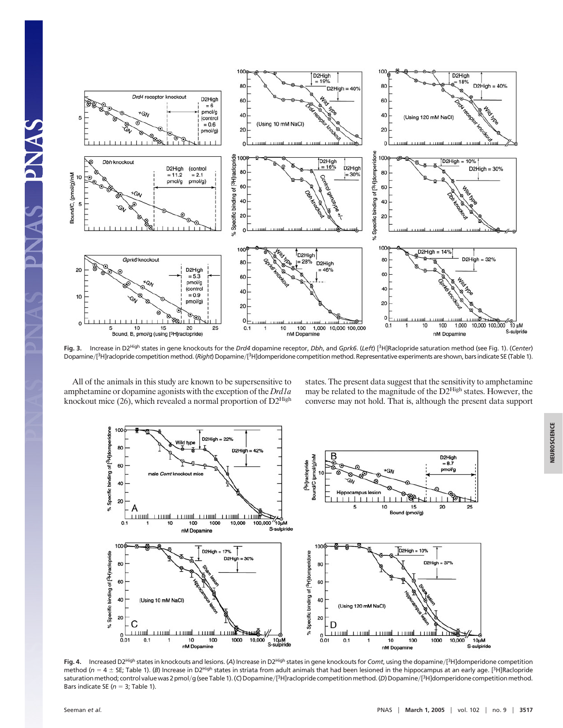**Fig. 3.** Increase in D2$^{High}$ states in gene knockouts for the *Drd4* dopamine receptor, *Dbh*, and *Gprk6*. (*Left*) [$^3$H]Raclopride saturation method (see Fig. 1). (*Center*) Dopamine/[$^3$H]raclopride competition method. (*Right*) Dopamine/[$^3$H]domperidone competition method. Representative experiments are shown, bars indicate SE (Table 1).

All of the animals in this study are known to be supersensitive to amphetamine or dopamine agonists with the exception of the *Drd1a* knockout mice (26), which revealed a normal proportion of D2$^{High}$ states. The present data suggest that the sensitivity to amphetamine may be related to the magnitude of the D2$^{High}$ states. However, the converse may not hold. That is, although the present data support

**Fig. 4.** Increased D2$^{High}$ states in knockouts and lesions. (*A*) Increase in D2$^{High}$ states in gene knockouts for *Comt*, using the dopamine/[$^3$H]domperidone competition method ($n = 4 \pm$ SE; Table 1). (*B*) Increase in D2$^{High}$ states in striata from adult animals that had been lesioned in the hippocampus at an early age. [$^3$H]Raclopride saturation method; control value was 2 pmol/g (see Table 1). (*C*) Dopamine/[$^3$H]raclopride competition method. (*D*) Dopamine/[$^3$H]domperidone competition method. Bars indicate SE ($n = 3$; Table 1).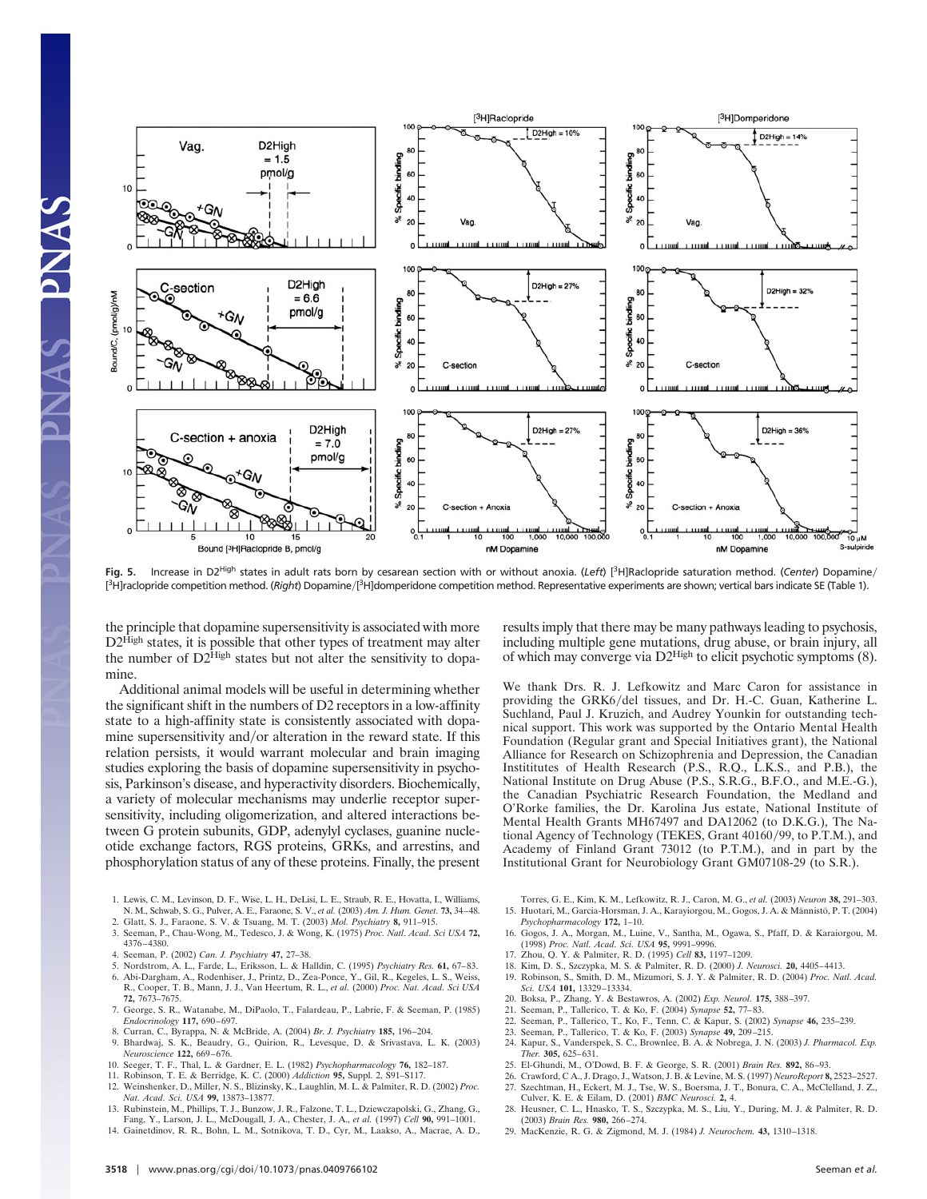[3H]Raclopride

[3H]Domperidone

Vag.

D2High = 1.5 pmol/g

+GN

−GN

D2High = 10%

D2High = 14%

Vag.

Vag.

C-section

D2High = 6.6 pmol/g

+GN

−GN

D2High = 27%

D2High = 32%

C-section

C-section

C-section + anoxia

D2High = 7.0 pmol/g

+GN

−GN

D2High = 27%

D2High = 36%

C-section + Anoxia

C-section + Anoxia

Bound/C, (pmol/g)/nM

Bound [3H]Raclopride B, pmol/g

% Specific binding

nM Dopamine

nM Dopamine

10 μM S-sulpiride

**Fig. 5.** Increase in D2$^{High}$ states in adult rats born by cesarean section with or without anoxia. (*Left*) [3H]Raclopride saturation method. (*Center*) Dopamine/[3H]raclopride competition method. (*Right*) Dopamine/[3H]domperidone competition method. Representative experiments are shown; vertical bars indicate SE (Table 1).

the principle that dopamine supersensitivity is associated with more D2$^{High}$ states, it is possible that other types of treatment may alter the number of D2$^{High}$ states but not alter the sensitivity to dopamine.

Additional animal models will be useful in determining whether the significant shift in the numbers of D2 receptors in a low-affinity state to a high-affinity state is consistently associated with dopamine supersensitivity and/or alteration in the reward state. If this relation persists, it would warrant molecular and brain imaging studies exploring the basis of dopamine supersensitivity in psychosis, Parkinson's disease, and hyperactivity disorders. Biochemically, a variety of molecular mechanisms may underlie receptor supersensitivity, including oligomerization, and altered interactions between G protein subunits, GDP, adenylyl cyclases, guanine nucleotide exchange factors, RGS proteins, GRKs, and arrestins, and phosphorylation status of any of these proteins. Finally, the present results imply that there may be many pathways leading to psychosis, including multiple gene mutations, drug abuse, or brain injury, all of which may converge via D2$^{High}$ to elicit psychotic symptoms (8).

We thank Drs. R. J. Lefkowitz and Marc Caron for assistance in providing the GRK6/del tissues, and Dr. H.-C. Guan, Katherine L. Suchland, Paul J. Kruzich, and Audrey Younkin for outstanding technical support. This work was supported by the Ontario Mental Health Foundation (Regular grant and Special Initiatives grant), the National Alliance for Research on Schizophrenia and Depression, the Canadian Instititutes of Health Research (P.S., R.Q., L.K.S., and P.B.), the National Institute on Drug Abuse (P.S., S.R.G., B.F.O., and M.E.-G.), the Canadian Psychiatric Research Foundation, the Medland and O'Rorke families, the Dr. Karolina Jus estate, National Institute of Mental Health Grants MH67497 and DA12062 (to D.K.G.), The National Agency of Technology (TEKES, Grant 40160/99, to P.T.M.), and Academy of Finland Grant 73012 (to P.T.M.), and in part by the Institutional Grant for Neurobiology Grant GM07108-29 (to S.R.).

1. Lewis, C. M., Levinson, D. F., Wise, L. H., DeLisi, L. E., Straub, R. E., Hovatta, I., Williams, N. M., Schwab, S. G., Pulver, A. E., Faraone, S. V., *et al.* (2003) *Am. J. Hum. Genet.* **73,** 34–48.
2. Glatt, S. J., Faraone, S. V. & Tsuang, M. T. (2003) *Mol. Psychiatry* **8,** 911–915.
3. Seeman, P., Chau-Wong, M., Tedesco, J. & Wong, K. (1975) *Proc. Natl. Acad. Sci USA* **72,** 4376–4380.
4. Seeman, P. (2002) *Can. J. Psychiatry* **47,** 27–38.
5. Nordstrom, A. L., Farde, L., Eriksson, L. & Halldin, C. (1995) *Psychiatry Res.* **61,** 67–83.
6. Abi-Dargham, A., Rodenhiser, J., Printz, D., Zea-Ponce, Y., Gil, R., Kegeles, L. S., Weiss, R., Cooper, T. B., Mann, J. J., Van Heertum, R. L., *et al.* (2000) *Proc. Nat. Acad. Sci USA* **72,** 7673–7675.
7. George, S. R., Watanabe, M., DiPaolo, T., Falardeau, P., Labrie, F. & Seeman, P. (1985) *Endocrinology* **117,** 690–697.
8. Curran, C., Byrappa, N. & McBride, A. (2004) *Br. J. Psychiatry* **185,** 196–204.
9. Bhardwaj, S. K., Beaudry, G., Quirion, R., Levesque, D. & Srivastava, L. K. (2003) *Neuroscience* **122,** 669–676.
10. Seeger, T. F., Thal, L. & Gardner, E. L. (1982) *Psychopharmacology* **76,** 182–187.
11. Robinson, T. E. & Berridge, K. C. (2000) *Addiction* **95,** Suppl. 2, S91–S117.
12. Weinshenker, D., Miller, N. S., Blizinsky, K., Laughlin, M. L. & Palmiter, R. D. (2002) *Proc. Natl. Acad. Sci. USA* **99,** 13873–13877.
13. Rubinstein, M., Phillips, T. J., Bunzow, J. R., Falzone, T. L., Dziewczapolski, G., Zhang, G., Fang, Y., Larson, J. L., McDougall, J. A., Chester, J. A., *et al.* (1997) *Cell* **90,** 991–1001.
14. Gainetdinov, R. R., Bohn, L. M., Sotnikova, T. D., Cyr, M., Laakso, A., Macrae, A. D., Torres, G. E., Kim, K. M., Lefkowitz, R. J., Caron, M. G., *et al.* (2003) *Neuron* **38,** 291–303.
15. Huotari, M., Garcia-Horsman, J. A., Karayiorgou, M., Gogos, J. A. & Männistö, P. T. (2004) *Psychopharmacology* **172,** 1–10.
16. Gogos, J. A., Morgan, M., Luine, V., Santha, M., Ogawa, S., Pfaff, D. & Karaiorgou, M. (1998) *Proc. Natl. Acad. Sci. USA* **95,** 9991–9996.
17. Zhou, Q. Y. & Palmiter, R. D. (1995) *Cell* **83,** 1197–1209.
18. Kim, D. S., Szczypka, M. S. & Palmiter, R. D. (2000) *J. Neurosci.* **20,** 4405–4413.
19. Robinson, S., Smith, D. M., Mizumori, S. J. Y. & Palmiter, R. D. (2004) *Proc. Natl. Acad. Sci. USA* **101,** 13329–13334.
20. Boksa, P., Zhang, Y. & Bestawros, A. (2002) *Exp. Neurol.* **175,** 388–397.
21. Seeman, P., Tallerico, T. & Ko, F. (2004) *Synapse* **52,** 77–83.
22. Seeman, P., Tallerico, T., Ko, F., Tenn, C. & Kapur, S. (2002) *Synapse* **46,** 235–239.
23. Seeman, P., Tallerico, T. & Ko, F. (2003) *Synapse* **49,** 209–215.
24. Kapur, S., Vanderspek, S. C., Brownlee, B. A. & Nobrega, J. N. (2003) *J. Pharmacol. Exp. Ther.* **305,** 625–631.
25. El-Ghundi, M., O'Dowd, B. F. & George, S. R. (2001) *Brain Res.* **892,** 86–93.
26. Crawford, C A., J. Drago, J., Watson, J. B. & Levine, M. S. (1997) *NeuroReport* **8,** 2523–2527.
27. Szechtman, H., Eckert, M. J., Tse, W. S., Boersma, J. T., Bonura, C. A., McClelland, J. Z., Culver, K. E. & Eilam, D. (2001) *BMC Neurosci.* **2,** 4.
28. Heusner, C. L., Hnasko, T. S., Szczypka, M. S., Liu, Y., During, M. J. & Palmiter, R. D. (2003) *Brain Res.* **980,** 266–274.
29. MacKenzie, R. G. & Zigmond, M. J. (1984) *J. Neurochem.* **43,** 1310–1318.